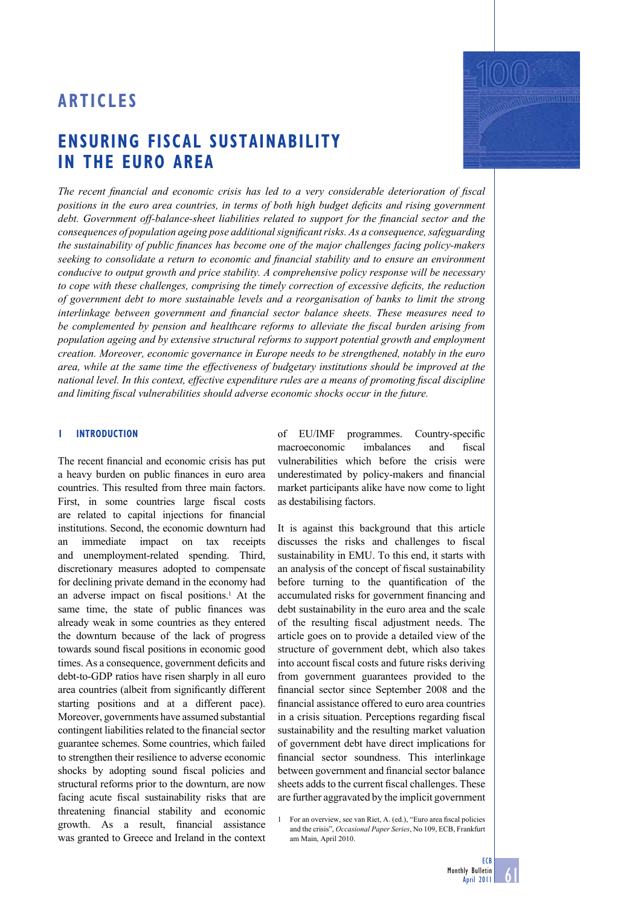# ARTICLES

# ENSURING FISCAL SUSTAINABILITY IN THE EURO AREA

*The recent financial and economic crisis has led to a very considerable deterioration of fiscal positions in the euro area countries, in terms of both high budget deficits and rising government debt. Government off-balance-sheet liabilities related to support for the financial sector and the consequences of population ageing pose additional significant risks. As a consequence, safeguarding the sustainability of public finances has become one of the major challenges facing policy-makers seeking to consolidate a return to economic and financial stability and to ensure an environment conducive to output growth and price stability. A comprehensive policy response will be necessary to cope with these challenges, comprising the timely correction of excessive deficits, the reduction of government debt to more sustainable levels and a reorganisation of banks to limit the strong interlinkage between government and financial sector balance sheets. These measures need to be complemented by pension and healthcare reforms to alleviate the fiscal burden arising from population ageing and by extensive structural reforms to support potential growth and employment creation. Moreover, economic governance in Europe needs to be strengthened, notably in the euro area, while at the same time the effectiveness of budgetary institutions should be improved at the national level. In this context, effective expenditure rules are a means of promoting fiscal discipline and limiting fiscal vulnerabilities should adverse economic shocks occur in the future.*

## 1 INTRODUCTION

The recent financial and economic crisis has put a heavy burden on public finances in euro area countries. This resulted from three main factors. First, in some countries large fiscal costs are related to capital injections for financial institutions. Second, the economic downturn had an immediate impact on tax receipts and unemployment-related spending. Third, discretionary measures adopted to compensate for declining private demand in the economy had an adverse impact on fiscal positions.[1] At the same time, the state of public finances was already weak in some countries as they entered the downturn because of the lack of progress towards sound fiscal positions in economic good times. As a consequence, government deficits and debt-to-GDP ratios have risen sharply in all euro area countries (albeit from significantly different starting positions and at a different pace). Moreover, governments have assumed substantial contingent liabilities related to the financial sector guarantee schemes. Some countries, which failed to strengthen their resilience to adverse economic shocks by adopting sound fiscal policies and structural reforms prior to the downturn, are now facing acute fiscal sustainability risks that are threatening financial stability and economic growth. As a result, financial assistance was granted to Greece and Ireland in the context of EU/IMF programmes. Country-specific macroeconomic imbalances and fiscal vulnerabilities which before the crisis were underestimated by policy-makers and financial market participants alike have now come to light as destabilising factors.

It is against this background that this article discusses the risks and challenges to fiscal sustainability in EMU. To this end, it starts with an analysis of the concept of fiscal sustainability before turning to the quantification of the accumulated risks for government financing and debt sustainability in the euro area and the scale of the resulting fiscal adjustment needs. The article goes on to provide a detailed view of the structure of government debt, which also takes into account fiscal costs and future risks deriving from government guarantees provided to the financial sector since September 2008 and the financial assistance offered to euro area countries in a crisis situation. Perceptions regarding fiscal sustainability and the resulting market valuation of government debt have direct implications for financial sector soundness. This interlinkage between government and financial sector balance sheets adds to the current fiscal challenges. These are further aggravated by the implicit government

1 For an overview, see van Riet, A. (ed.), "Euro area fiscal policies and the crisis", *Occasional Paper Series*, No 109, ECB, Frankfurt am Main, April 2010.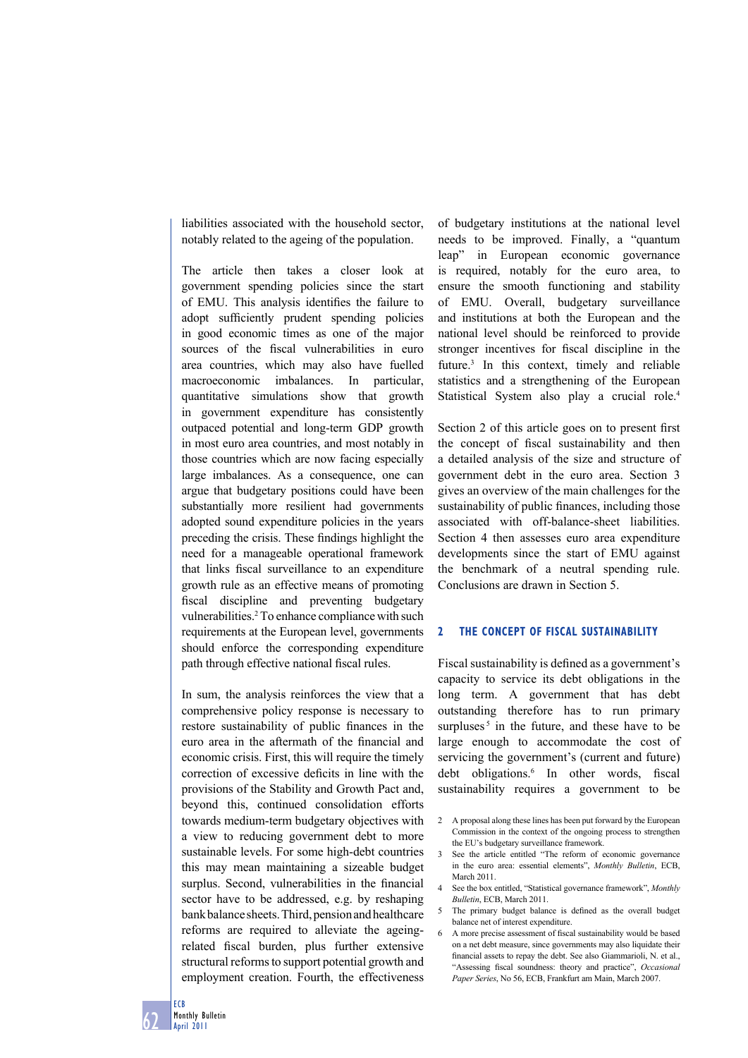liabilities associated with the household sector, notably related to the ageing of the population.

The article then takes a closer look at government spending policies since the start of EMU. This analysis identifies the failure to adopt sufficiently prudent spending policies in good economic times as one of the major sources of the fiscal vulnerabilities in euro area countries, which may also have fuelled macroeconomic imbalances. In particular, quantitative simulations show that growth in government expenditure has consistently outpaced potential and long-term GDP growth in most euro area countries, and most notably in those countries which are now facing especially large imbalances. As a consequence, one can argue that budgetary positions could have been substantially more resilient had governments adopted sound expenditure policies in the years preceding the crisis. These findings highlight the need for a manageable operational framework that links fiscal surveillance to an expenditure growth rule as an effective means of promoting fiscal discipline and preventing budgetary vulnerabilities.[2] To enhance compliance with such requirements at the European level, governments should enforce the corresponding expenditure path through effective national fiscal rules.

In sum, the analysis reinforces the view that a comprehensive policy response is necessary to restore sustainability of public finances in the euro area in the aftermath of the financial and economic crisis. First, this will require the timely correction of excessive deficits in line with the provisions of the Stability and Growth Pact and, beyond this, continued consolidation efforts towards medium-term budgetary objectives with a view to reducing government debt to more sustainable levels. For some high-debt countries this may mean maintaining a sizeable budget surplus. Second, vulnerabilities in the financial sector have to be addressed, e.g. by reshaping bank balance sheets. Third, pension and healthcare reforms are required to alleviate the ageing-related fiscal burden, plus further extensive structural reforms to support potential growth and employment creation. Fourth, the effectiveness of budgetary institutions at the national level needs to be improved. Finally, a "quantum leap" in European economic governance is required, notably for the euro area, to ensure the smooth functioning and stability of EMU. Overall, budgetary surveillance and institutions at both the European and the national level should be reinforced to provide stronger incentives for fiscal discipline in the future.[3] In this context, timely and reliable statistics and a strengthening of the European Statistical System also play a crucial role.[4]

Section 2 of this article goes on to present first the concept of fiscal sustainability and then a detailed analysis of the size and structure of government debt in the euro area. Section 3 gives an overview of the main challenges for the sustainability of public finances, including those associated with off-balance-sheet liabilities. Section 4 then assesses euro area expenditure developments since the start of EMU against the benchmark of a neutral spending rule. Conclusions are drawn in Section 5.

## 2 THE CONCEPT OF FISCAL SUSTAINABILITY

Fiscal sustainability is defined as a government's capacity to service its debt obligations in the long term. A government that has debt outstanding therefore has to run primary surpluses[5] in the future, and these have to be large enough to accommodate the cost of servicing the government's (current and future) debt obligations.[6] In other words, fiscal sustainability requires a government to be

2 A proposal along these lines has been put forward by the European Commission in the context of the ongoing process to strengthen the EU's budgetary surveillance framework.

3 See the article entitled "The reform of economic governance in the euro area: essential elements", *Monthly Bulletin*, ECB, March 2011.

4 See the box entitled, "Statistical governance framework", *Monthly Bulletin*, ECB, March 2011.

5 The primary budget balance is defined as the overall budget balance net of interest expenditure.

6 A more precise assessment of fiscal sustainability would be based on a net debt measure, since governments may also liquidate their financial assets to repay the debt. See also Giammarioli, N. et al., "Assessing fiscal soundness: theory and practice", *Occasional Paper Series*, No 56, ECB, Frankfurt am Main, March 2007.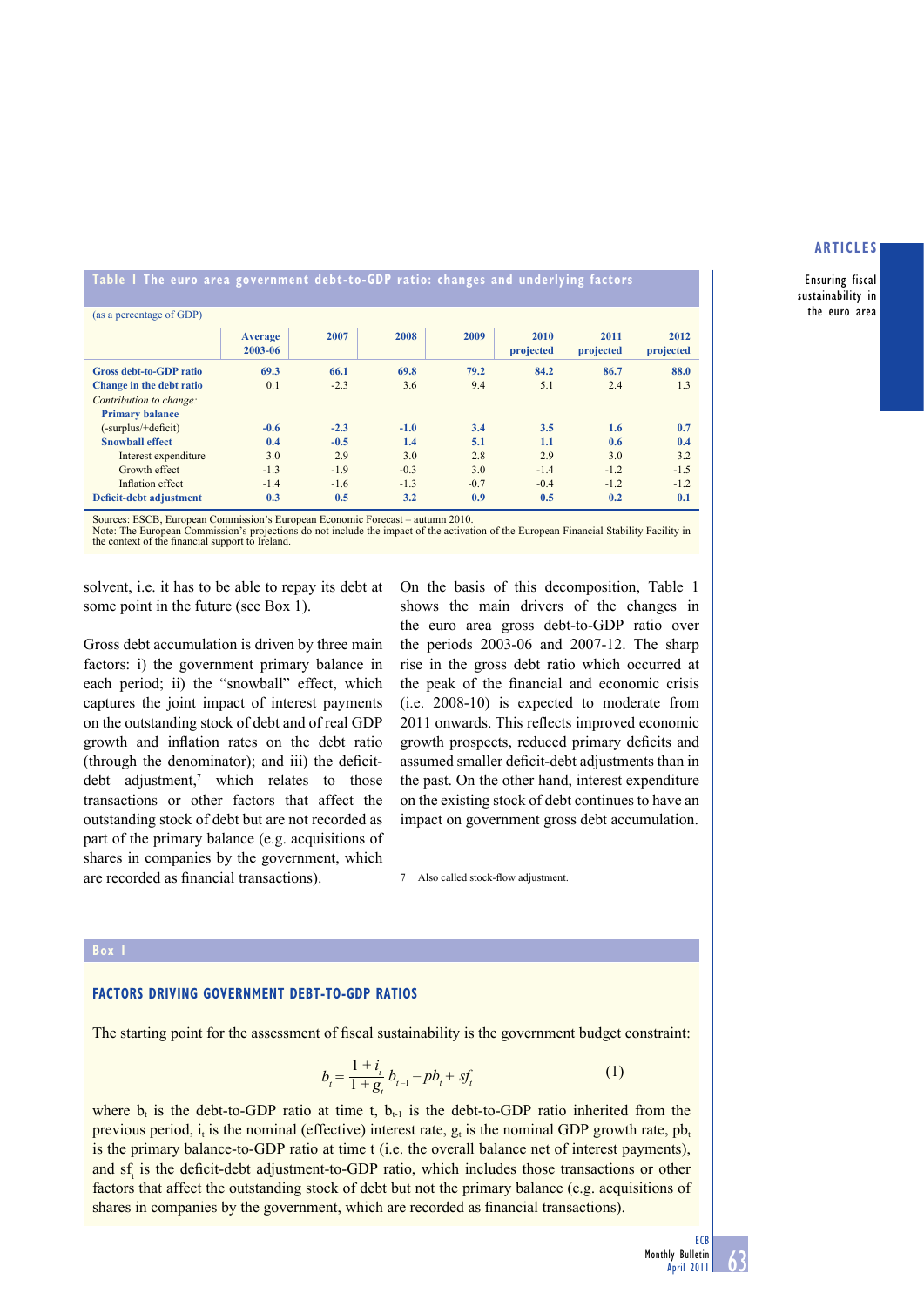**Table 1 The euro area government debt-to-GDP ratio: changes and underlying factors**

(as a percentage of GDP)

| | Average 2003-06 | 2007 | 2008 | 2009 | 2010 projected | 2011 projected | 2012 projected |
|---|---|---|---|---|---|---|---|
| **Gross debt-to-GDP ratio** | **69.3** | **66.1** | **69.8** | **79.2** | **84.2** | **86.7** | **88.0** |
| **Change in the debt ratio** | 0.1 | -2.3 | 3.6 | 9.4 | 5.1 | 2.4 | 1.3 |
| *Contribution to change:* | | | | | | | |
| **Primary balance** (-surplus/+deficit) | **-0.6** | **-2.3** | **-1.0** | **3.4** | **3.5** | **1.6** | **0.7** |
| **Snowball effect** | **0.4** | **-0.5** | **1.4** | **5.1** | **1.1** | **0.6** | **0.4** |
| Interest expenditure | 3.0 | 2.9 | 3.0 | 2.8 | 2.9 | 3.0 | 3.2 |
| Growth effect | -1.3 | -1.9 | -0.3 | 3.0 | -1.4 | -1.2 | -1.5 |
| Inflation effect | -1.4 | -1.6 | -1.3 | -0.7 | -0.4 | -1.2 | -1.2 |
| **Deficit-debt adjustment** | **0.3** | **0.5** | **3.2** | **0.9** | **0.5** | **0.2** | **0.1** |

Sources: ESCB, European Commission's European Economic Forecast – autumn 2010.
Note: The European Commission's projections do not include the impact of the activation of the European Financial Stability Facility in the context of the financial support to Ireland.

solvent, i.e. it has to be able to repay its debt at some point in the future (see Box 1).

Gross debt accumulation is driven by three main factors: i) the government primary balance in each period; ii) the "snowball" effect, which captures the joint impact of interest payments on the outstanding stock of debt and of real GDP growth and inflation rates on the debt ratio (through the denominator); and iii) the deficit-debt adjustment,[7] which relates to those transactions or other factors that affect the outstanding stock of debt but are not recorded as part of the primary balance (e.g. acquisitions of shares in companies by the government, which are recorded as financial transactions).

On the basis of this decomposition, Table 1 shows the main drivers of the changes in the euro area gross debt-to-GDP ratio over the periods 2003-06 and 2007-12. The sharp rise in the gross debt ratio which occurred at the peak of the financial and economic crisis (i.e. 2008-10) is expected to moderate from 2011 onwards. This reflects improved economic growth prospects, reduced primary deficits and assumed smaller deficit-debt adjustments than in the past. On the other hand, interest expenditure on the existing stock of debt continues to have an impact on government gross debt accumulation.

7 Also called stock-flow adjustment.

## Box 1

### FACTORS DRIVING GOVERNMENT DEBT-TO-GDP RATIOS

The starting point for the assessment of fiscal sustainability is the government budget constraint:

$$b_t = \frac{1+i_t}{1+g_t}\, b_{t-1} - pb_t + sf_t \qquad (1)$$

where $b_t$ is the debt-to-GDP ratio at time t, $b_{t-1}$ is the debt-to-GDP ratio inherited from the previous period, $i_t$ is the nominal (effective) interest rate, $g_t$ is the nominal GDP growth rate, $pb_t$ is the primary balance-to-GDP ratio at time t (i.e. the overall balance net of interest payments), and $sf_t$ is the deficit-debt adjustment-to-GDP ratio, which includes those transactions or other factors that affect the outstanding stock of debt but not the primary balance (e.g. acquisitions of shares in companies by the government, which are recorded as financial transactions).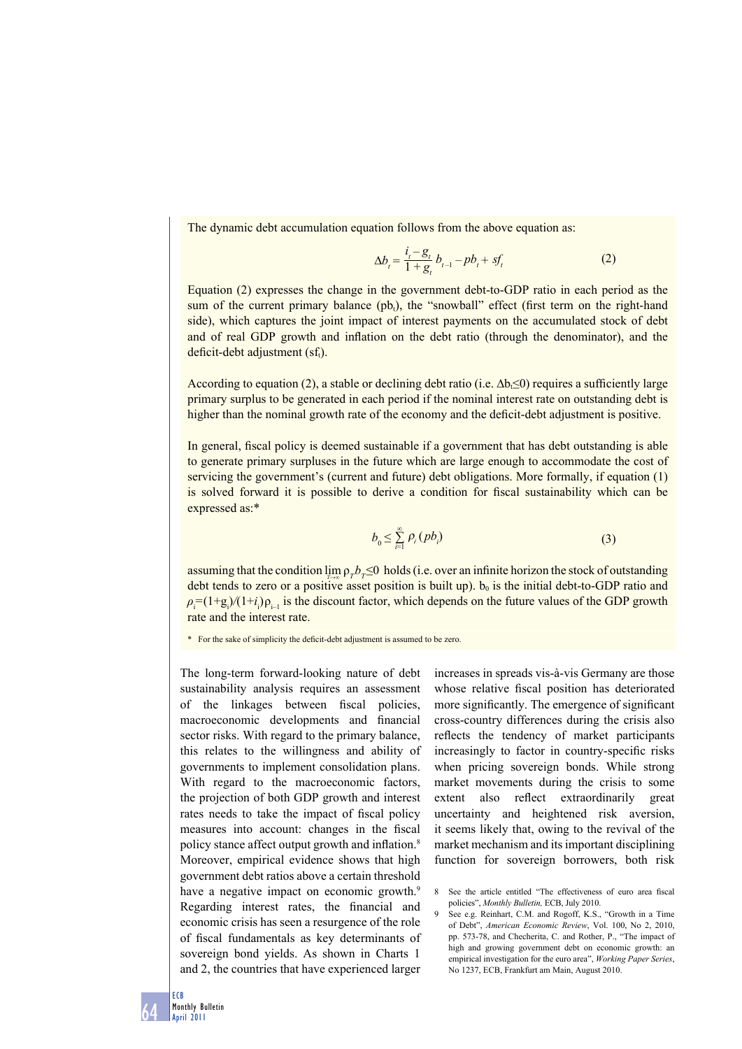The dynamic debt accumulation equation follows from the above equation as:

$$\Delta b_t = \frac{i_t - g_t}{1 + g_t} b_{t-1} - pb_t + sf_t \tag{2}$$

Equation (2) expresses the change in the government debt-to-GDP ratio in each period as the sum of the current primary balance ($pb_t$), the "snowball" effect (first term on the right-hand side), which captures the joint impact of interest payments on the accumulated stock of debt and of real GDP growth and inflation on the debt ratio (through the denominator), and the deficit-debt adjustment ($sf_t$).

According to equation (2), a stable or declining debt ratio (i.e. $\Delta b_t \leq 0$) requires a sufficiently large primary surplus to be generated in each period if the nominal interest rate on outstanding debt is higher than the nominal growth rate of the economy and the deficit-debt adjustment is positive.

In general, fiscal policy is deemed sustainable if a government that has debt outstanding is able to generate primary surpluses in the future which are large enough to accommodate the cost of servicing the government's (current and future) debt obligations. More formally, if equation (1) is solved forward it is possible to derive a condition for fiscal sustainability which can be expressed as:*

$$b_0 \leq \sum_{i=1}^{\infty} \rho_i (pb_i) \tag{3}$$

assuming that the condition $\lim_{T \to \infty} \rho_T b_T \leq 0$ holds (i.e. over an infinite horizon the stock of outstanding debt tends to zero or a positive asset position is built up). $b_0$ is the initial debt-to-GDP ratio and $\rho_i = (1+g_i)/(1+i_i)\rho_{i-1}$ is the discount factor, which depends on the future values of the GDP growth rate and the interest rate.

\* For the sake of simplicity the deficit-debt adjustment is assumed to be zero.

The long-term forward-looking nature of debt sustainability analysis requires an assessment of the linkages between fiscal policies, macroeconomic developments and financial sector risks. With regard to the primary balance, this relates to the willingness and ability of governments to implement consolidation plans. With regard to the macroeconomic factors, the projection of both GDP growth and interest rates needs to take the impact of fiscal policy measures into account: changes in the fiscal policy stance affect output growth and inflation.[8] Moreover, empirical evidence shows that high government debt ratios above a certain threshold have a negative impact on economic growth.[9] Regarding interest rates, the financial and economic crisis has seen a resurgence of the role of fiscal fundamentals as key determinants of sovereign bond yields. As shown in Charts 1 and 2, the countries that have experienced larger increases in spreads vis-à-vis Germany are those whose relative fiscal position has deteriorated more significantly. The emergence of significant cross-country differences during the crisis also reflects the tendency of market participants increasingly to factor in country-specific risks when pricing sovereign bonds. While strong market movements during the crisis to some extent also reflect extraordinarily great uncertainty and heightened risk aversion, it seems likely that, owing to the revival of the market mechanism and its important disciplining function for sovereign borrowers, both risk

8 See the article entitled "The effectiveness of euro area fiscal policies", *Monthly Bulletin*, ECB, July 2010.

9 See e.g. Reinhart, C.M. and Rogoff, K.S., "Growth in a Time of Debt", *American Economic Review*, Vol. 100, No 2, 2010, pp. 573-78, and Checherita, C. and Rother, P., "The impact of high and growing government debt on economic growth: an empirical investigation for the euro area", *Working Paper Series*, No 1237, ECB, Frankfurt am Main, August 2010.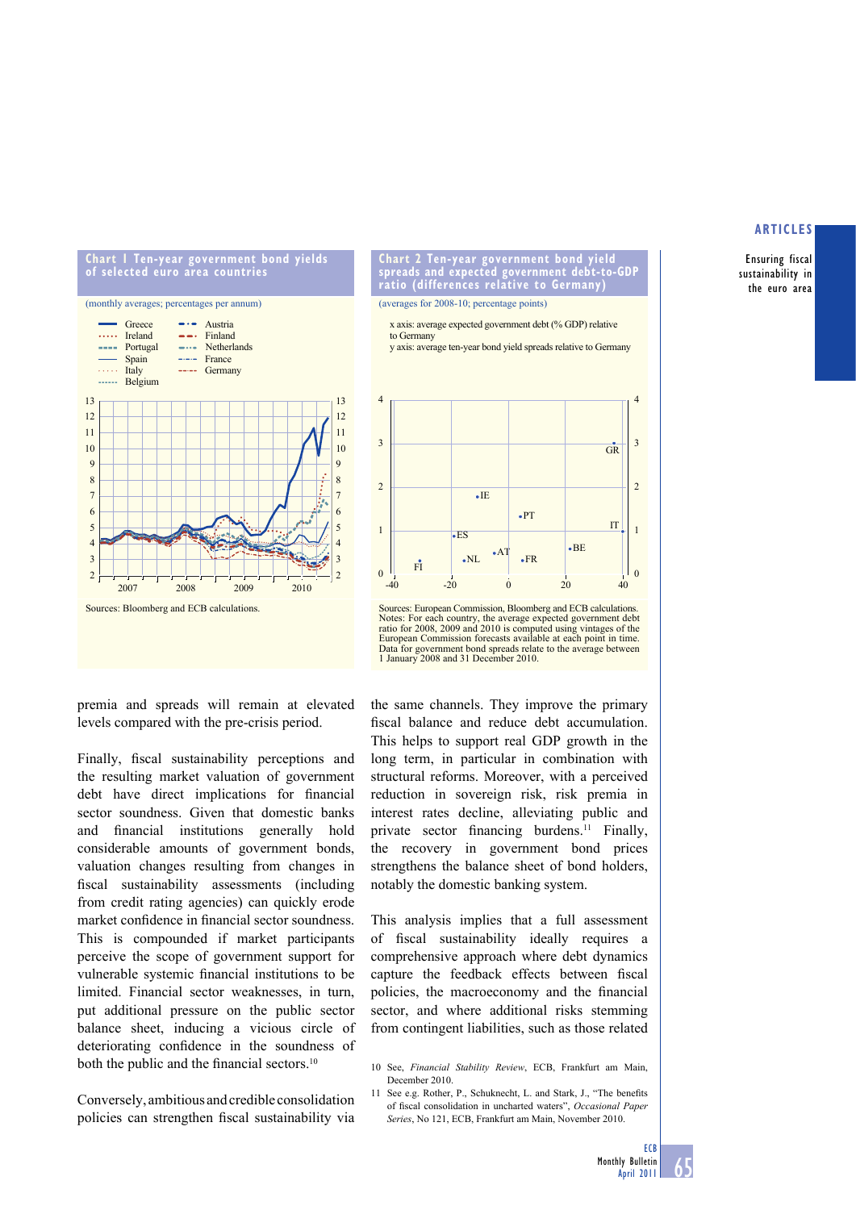**Chart 1 Ten-year government bond yields of selected euro area countries**

(monthly averages; percentages per annum)

Sources: Bloomberg and ECB calculations.

**Chart 2 Ten-year government bond yield spreads and expected government debt-to-GDP ratio (differences relative to Germany)**

(averages for 2008-10; percentage points)

x axis: average expected government debt (% GDP) relative to Germany
y axis: average ten-year bond yield spreads relative to Germany

Sources: European Commission, Bloomberg and ECB calculations.
Notes: For each country, the average expected government debt ratio for 2008, 2009 and 2010 is computed using vintages of the European Commission forecasts available at each point in time. Data for government bond spreads relate to the average between 1 January 2008 and 31 December 2010.

premia and spreads will remain at elevated levels compared with the pre-crisis period.

Finally, fiscal sustainability perceptions and the resulting market valuation of government debt have direct implications for financial sector soundness. Given that domestic banks and financial institutions generally hold considerable amounts of government bonds, valuation changes resulting from changes in fiscal sustainability assessments (including from credit rating agencies) can quickly erode market confidence in financial sector soundness. This is compounded if market participants perceive the scope of government support for vulnerable systemic financial institutions to be limited. Financial sector weaknesses, in turn, put additional pressure on the public sector balance sheet, inducing a vicious circle of deteriorating confidence in the soundness of both the public and the financial sectors.[10]

Conversely, ambitious and credible consolidation policies can strengthen fiscal sustainability via the same channels. They improve the primary fiscal balance and reduce debt accumulation. This helps to support real GDP growth in the long term, in particular in combination with structural reforms. Moreover, with a perceived reduction in sovereign risk, risk premia in interest rates decline, alleviating public and private sector financing burdens.[11] Finally, the recovery in government bond prices strengthens the balance sheet of bond holders, notably the domestic banking system.

This analysis implies that a full assessment of fiscal sustainability ideally requires a comprehensive approach where debt dynamics capture the feedback effects between fiscal policies, the macroeconomy and the financial sector, and where additional risks stemming from contingent liabilities, such as those related

10 See, *Financial Stability Review*, ECB, Frankfurt am Main, December 2010.

11 See e.g. Rother, P., Schuknecht, L. and Stark, J., "The benefits of fiscal consolidation in uncharted waters", *Occasional Paper Series*, No 121, ECB, Frankfurt am Main, November 2010.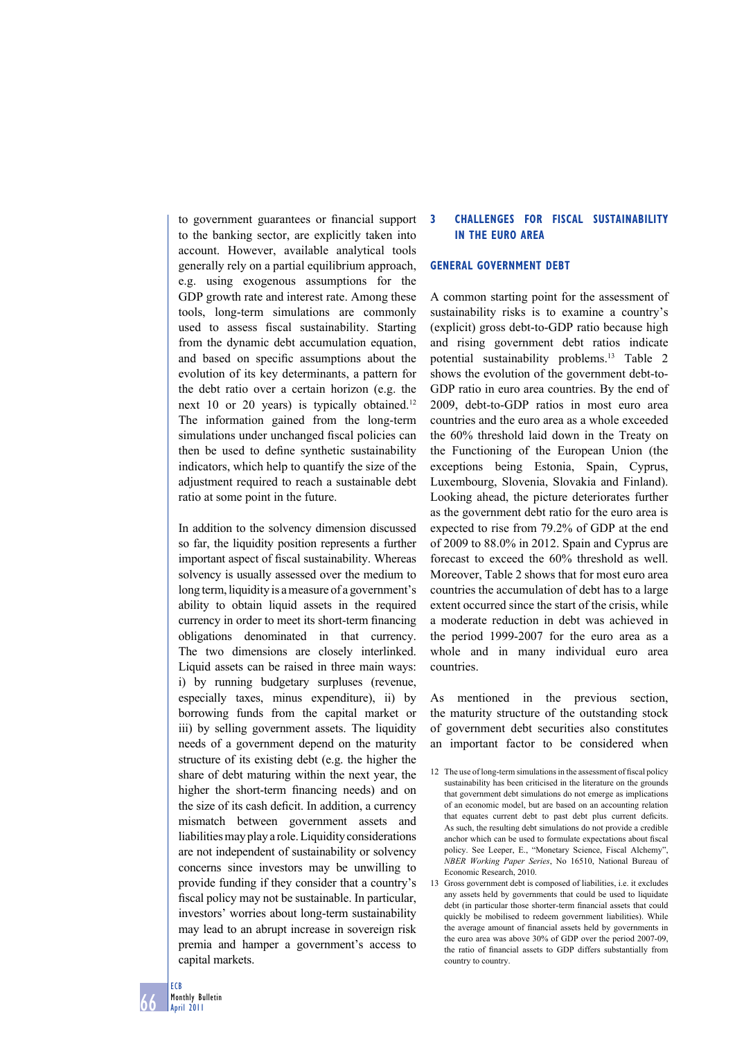to government guarantees or financial support to the banking sector, are explicitly taken into account. However, available analytical tools generally rely on a partial equilibrium approach, e.g. using exogenous assumptions for the GDP growth rate and interest rate. Among these tools, long-term simulations are commonly used to assess fiscal sustainability. Starting from the dynamic debt accumulation equation, and based on specific assumptions about the evolution of its key determinants, a pattern for the debt ratio over a certain horizon (e.g. the next 10 or 20 years) is typically obtained.[12] The information gained from the long-term simulations under unchanged fiscal policies can then be used to define synthetic sustainability indicators, which help to quantify the size of the adjustment required to reach a sustainable debt ratio at some point in the future.

In addition to the solvency dimension discussed so far, the liquidity position represents a further important aspect of fiscal sustainability. Whereas solvency is usually assessed over the medium to long term, liquidity is a measure of a government's ability to obtain liquid assets in the required currency in order to meet its short-term financing obligations denominated in that currency. The two dimensions are closely interlinked. Liquid assets can be raised in three main ways: i) by running budgetary surpluses (revenue, especially taxes, minus expenditure), ii) by borrowing funds from the capital market or iii) by selling government assets. The liquidity needs of a government depend on the maturity structure of its existing debt (e.g. the higher the share of debt maturing within the next year, the higher the short-term financing needs) and on the size of its cash deficit. In addition, a currency mismatch between government assets and liabilities may play a role. Liquidity considerations are not independent of sustainability or solvency concerns since investors may be unwilling to provide funding if they consider that a country's fiscal policy may not be sustainable. In particular, investors' worries about long-term sustainability may lead to an abrupt increase in sovereign risk premia and hamper a government's access to capital markets.

## 3 CHALLENGES FOR FISCAL SUSTAINABILITY IN THE EURO AREA

### GENERAL GOVERNMENT DEBT

A common starting point for the assessment of sustainability risks is to examine a country's (explicit) gross debt-to-GDP ratio because high and rising government debt ratios indicate potential sustainability problems.[13] Table 2 shows the evolution of the government debt-to-GDP ratio in euro area countries. By the end of 2009, debt-to-GDP ratios in most euro area countries and the euro area as a whole exceeded the 60% threshold laid down in the Treaty on the Functioning of the European Union (the exceptions being Estonia, Spain, Cyprus, Luxembourg, Slovenia, Slovakia and Finland). Looking ahead, the picture deteriorates further as the government debt ratio for the euro area is expected to rise from 79.2% of GDP at the end of 2009 to 88.0% in 2012. Spain and Cyprus are forecast to exceed the 60% threshold as well. Moreover, Table 2 shows that for most euro area countries the accumulation of debt has to a large extent occurred since the start of the crisis, while a moderate reduction in debt was achieved in the period 1999-2007 for the euro area as a whole and in many individual euro area countries.

As mentioned in the previous section, the maturity structure of the outstanding stock of government debt securities also constitutes an important factor to be considered when

12 The use of long-term simulations in the assessment of fiscal policy sustainability has been criticised in the literature on the grounds that government debt simulations do not emerge as implications of an economic model, but are based on an accounting relation that equates current debt to past debt plus current deficits. As such, the resulting debt simulations do not provide a credible anchor which can be used to formulate expectations about fiscal policy. See Leeper, E., "Monetary Science, Fiscal Alchemy", *NBER Working Paper Series*, No 16510, National Bureau of Economic Research, 2010.

13 Gross government debt is composed of liabilities, i.e. it excludes any assets held by governments that could be used to liquidate debt (in particular those shorter-term financial assets that could quickly be mobilised to redeem government liabilities). While the average amount of financial assets held by governments in the euro area was above 30% of GDP over the period 2007-09, the ratio of financial assets to GDP differs substantially from country to country.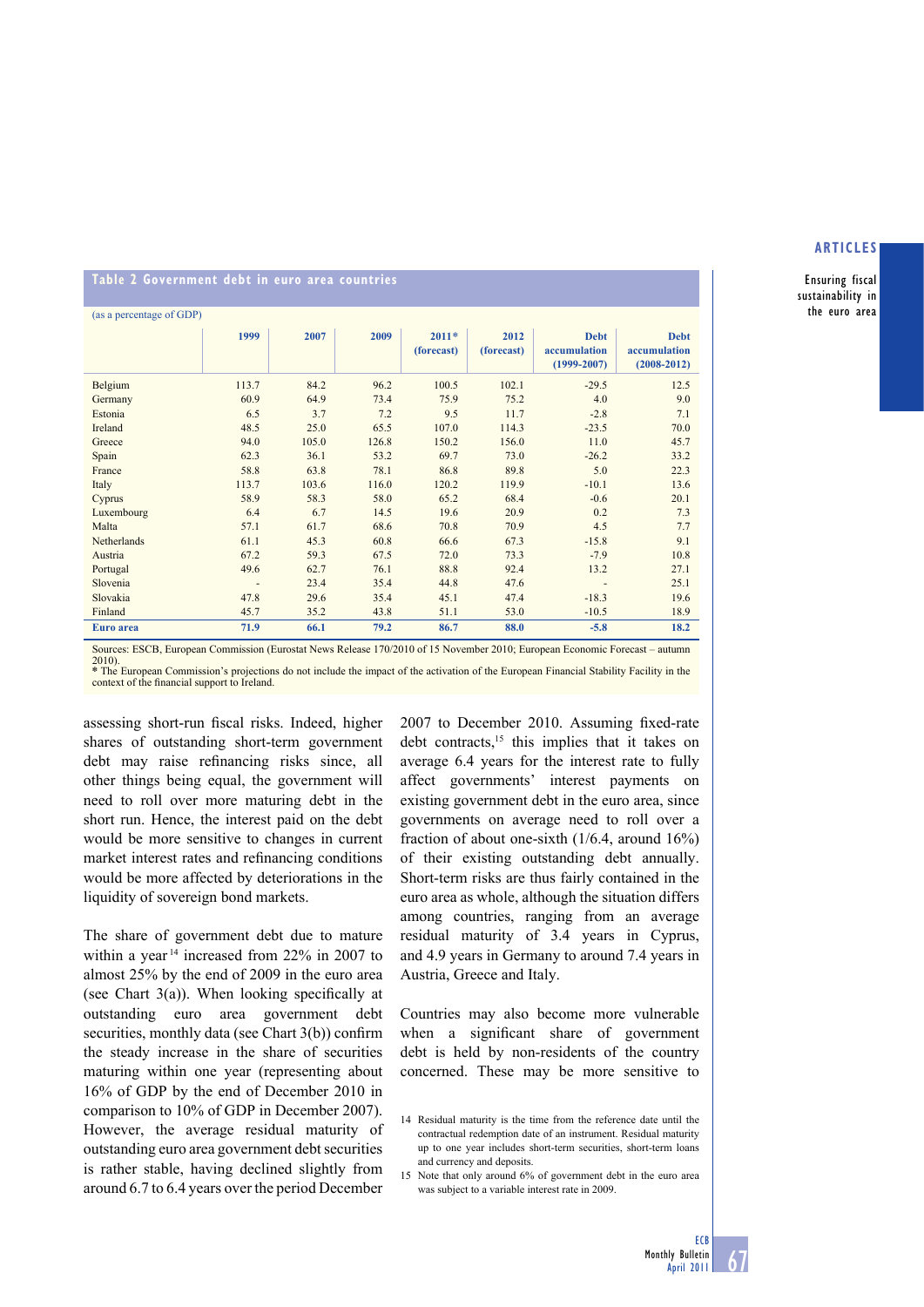**Table 2 Government debt in euro area countries**

(as a percentage of GDP)

| | 1999 | 2007 | 2009 | 2011* (forecast) | 2012 (forecast) | Debt accumulation (1999-2007) | Debt accumulation (2008-2012) |
|---|---|---|---|---|---|---|---|
| Belgium | 113.7 | 84.2 | 96.2 | 100.5 | 102.1 | -29.5 | 12.5 |
| Germany | 60.9 | 64.9 | 73.4 | 75.9 | 75.2 | 4.0 | 9.0 |
| Estonia | 6.5 | 3.7 | 7.2 | 9.5 | 11.7 | -2.8 | 7.1 |
| Ireland | 48.5 | 25.0 | 65.5 | 107.0 | 114.3 | -23.5 | 70.0 |
| Greece | 94.0 | 105.0 | 126.8 | 150.2 | 156.0 | 11.0 | 45.7 |
| Spain | 62.3 | 36.1 | 53.2 | 69.7 | 73.0 | -26.2 | 33.2 |
| France | 58.8 | 63.8 | 78.1 | 86.8 | 89.8 | 5.0 | 22.3 |
| Italy | 113.7 | 103.6 | 116.0 | 120.2 | 119.9 | -10.1 | 13.6 |
| Cyprus | 58.9 | 58.3 | 58.0 | 65.2 | 68.4 | -0.6 | 20.1 |
| Luxembourg | 6.4 | 6.7 | 14.5 | 19.6 | 20.9 | 0.2 | 7.3 |
| Malta | 57.1 | 61.7 | 68.6 | 70.8 | 70.9 | 4.5 | 7.7 |
| Netherlands | 61.1 | 45.3 | 60.8 | 66.6 | 67.3 | -15.8 | 9.1 |
| Austria | 67.2 | 59.3 | 67.5 | 72.0 | 73.3 | -7.9 | 10.8 |
| Portugal | 49.6 | 62.7 | 76.1 | 88.8 | 92.4 | 13.2 | 27.1 |
| Slovenia | - | 23.4 | 35.4 | 44.8 | 47.6 | - | 25.1 |
| Slovakia | 47.8 | 29.6 | 35.4 | 45.1 | 47.4 | -18.3 | 19.6 |
| Finland | 45.7 | 35.2 | 43.8 | 51.1 | 53.0 | -10.5 | 18.9 |
| **Euro area** | **71.9** | **66.1** | **79.2** | **86.7** | **88.0** | **-5.8** | **18.2** |

Sources: ESCB, European Commission (Eurostat News Release 170/2010 of 15 November 2010; European Economic Forecast – autumn 2010).
* The European Commission's projections do not include the impact of the activation of the European Financial Stability Facility in the context of the financial support to Ireland.

assessing short-run fiscal risks. Indeed, higher shares of outstanding short-term government debt may raise refinancing risks since, all other things being equal, the government will need to roll over more maturing debt in the short run. Hence, the interest paid on the debt would be more sensitive to changes in current market interest rates and refinancing conditions would be more affected by deteriorations in the liquidity of sovereign bond markets.

The share of government debt due to mature within a year[14] increased from 22% in 2007 to almost 25% by the end of 2009 in the euro area (see Chart 3(a)). When looking specifically at outstanding euro area government debt securities, monthly data (see Chart 3(b)) confirm the steady increase in the share of securities maturing within one year (representing about 16% of GDP by the end of December 2010 in comparison to 10% of GDP in December 2007). However, the average residual maturity of outstanding euro area government debt securities is rather stable, having declined slightly from around 6.7 to 6.4 years over the period December 2007 to December 2010. Assuming fixed-rate debt contracts,[15] this implies that it takes on average 6.4 years for the interest rate to fully affect governments' interest payments on existing government debt in the euro area, since governments on average need to roll over a fraction of about one-sixth (1/6.4, around 16%) of their existing outstanding debt annually. Short-term risks are thus fairly contained in the euro area as whole, although the situation differs among countries, ranging from an average residual maturity of 3.4 years in Cyprus, and 4.9 years in Germany to around 7.4 years in Austria, Greece and Italy.

Countries may also become more vulnerable when a significant share of government debt is held by non-residents of the country concerned. These may be more sensitive to

14 Residual maturity is the time from the reference date until the contractual redemption date of an instrument. Residual maturity up to one year includes short-term securities, short-term loans and currency and deposits.

15 Note that only around 6% of government debt in the euro area was subject to a variable interest rate in 2009.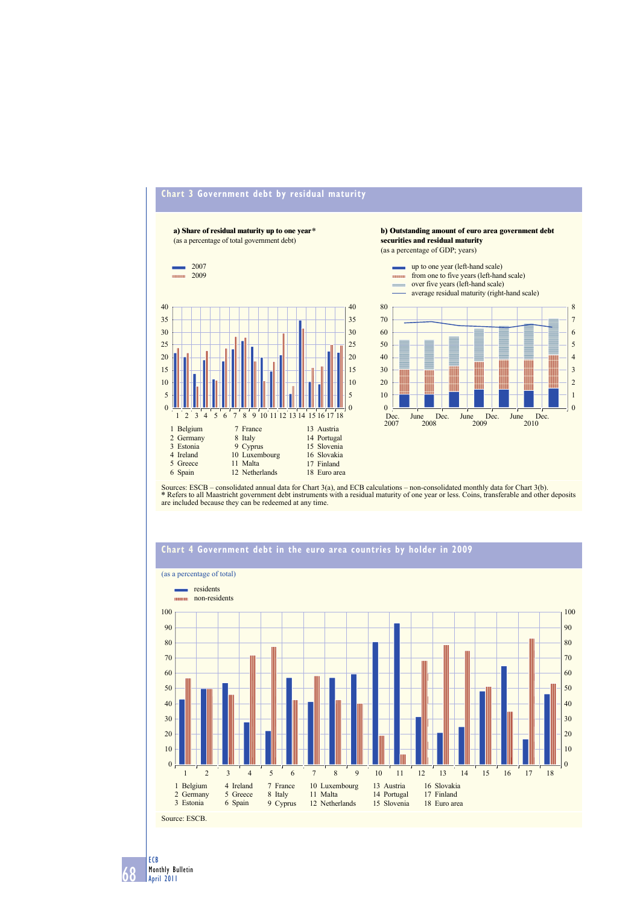## Chart 3 Government debt by residual maturity

**a) Share of residual maturity up to one year***
(as a percentage of total government debt)

- 2007
- 2009

1 Belgium
2 Germany
3 Estonia
4 Ireland
5 Greece
6 Spain
7 France
8 Italy
9 Cyprus
10 Luxembourg
11 Malta
12 Netherlands
13 Austria
14 Portugal
15 Slovenia
16 Slovakia
17 Finland
18 Euro area

**b) Outstanding amount of euro area government debt securities and residual maturity**
(as a percentage of GDP; years)

- up to one year (left-hand scale)
- from one to five years (left-hand scale)
- over five years (left-hand scale)
- average residual maturity (right-hand scale)

Sources: ESCB – consolidated annual data for Chart 3(a), and ECB calculations – non-consolidated monthly data for Chart 3(b).
* Refers to all Maastricht government debt instruments with a residual maturity of one year or less. Coins, transferable and other deposits are included because they can be redeemed at any time.

## Chart 4 Government debt in the euro area countries by holder in 2009

(as a percentage of total)

- residents
- non-residents

1 Belgium
2 Germany
3 Estonia
4 Ireland
5 Greece
6 Spain
7 France
8 Italy
9 Cyprus
10 Luxembourg
11 Malta
12 Netherlands
13 Austria
14 Portugal
15 Slovenia
16 Slovakia
17 Finland
18 Euro area

Source: ESCB.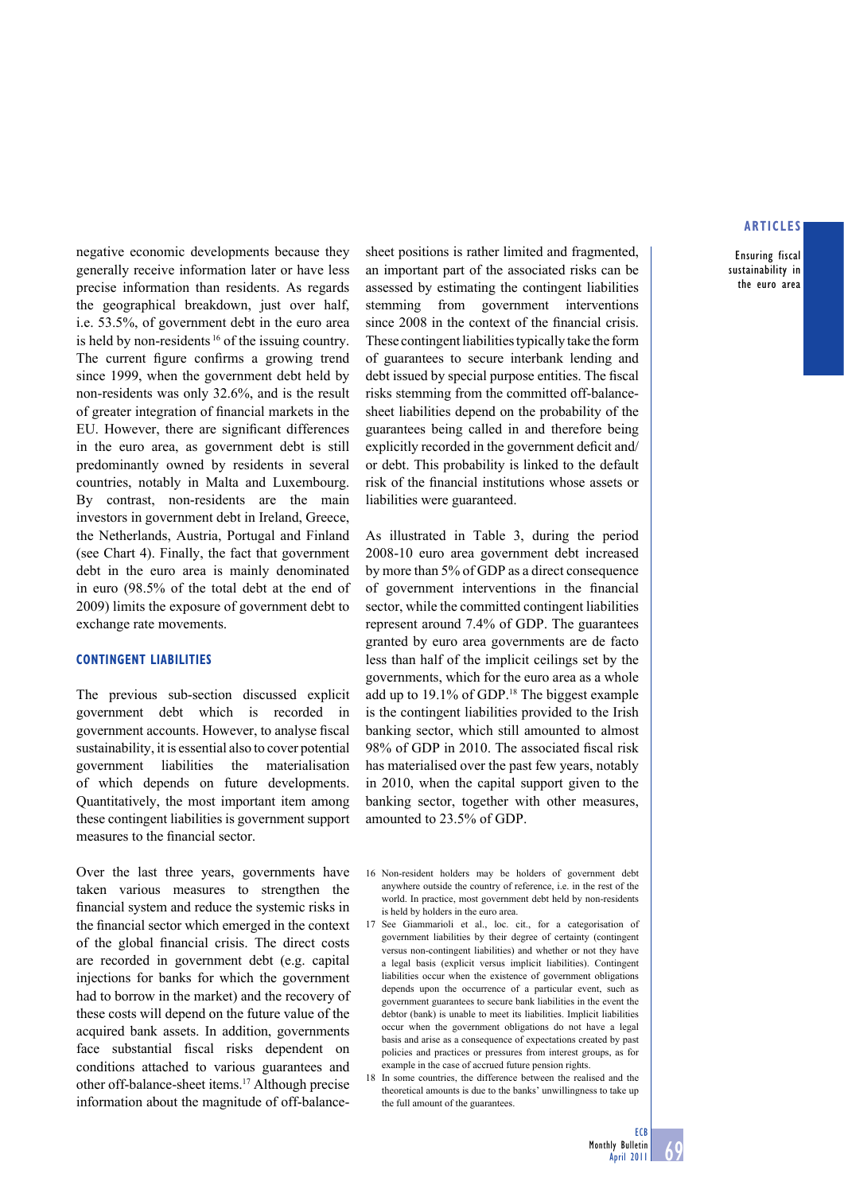negative economic developments because they generally receive information later or have less precise information than residents. As regards the geographical breakdown, just over half, i.e. 53.5%, of government debt in the euro area is held by non-residents [16] of the issuing country. The current figure confirms a growing trend since 1999, when the government debt held by non-residents was only 32.6%, and is the result of greater integration of financial markets in the EU. However, there are significant differences in the euro area, as government debt is still predominantly owned by residents in several countries, notably in Malta and Luxembourg. By contrast, non-residents are the main investors in government debt in Ireland, Greece, the Netherlands, Austria, Portugal and Finland (see Chart 4). Finally, the fact that government debt in the euro area is mainly denominated in euro (98.5% of the total debt at the end of 2009) limits the exposure of government debt to exchange rate movements.

### CONTINGENT LIABILITIES

The previous sub-section discussed explicit government debt which is recorded in government accounts. However, to analyse fiscal sustainability, it is essential also to cover potential government liabilities the materialisation of which depends on future developments. Quantitatively, the most important item among these contingent liabilities is government support measures to the financial sector.

Over the last three years, governments have taken various measures to strengthen the financial system and reduce the systemic risks in the financial sector which emerged in the context of the global financial crisis. The direct costs are recorded in government debt (e.g. capital injections for banks for which the government had to borrow in the market) and the recovery of these costs will depend on the future value of the acquired bank assets. In addition, governments face substantial fiscal risks dependent on conditions attached to various guarantees and other off-balance-sheet items.[17] Although precise information about the magnitude of off-balance-sheet positions is rather limited and fragmented, an important part of the associated risks can be assessed by estimating the contingent liabilities stemming from government interventions since 2008 in the context of the financial crisis. These contingent liabilities typically take the form of guarantees to secure interbank lending and debt issued by special purpose entities. The fiscal risks stemming from the committed off-balance-sheet liabilities depend on the probability of the guarantees being called in and therefore being explicitly recorded in the government deficit and/or debt. This probability is linked to the default risk of the financial institutions whose assets or liabilities were guaranteed.

As illustrated in Table 3, during the period 2008-10 euro area government debt increased by more than 5% of GDP as a direct consequence of government interventions in the financial sector, while the committed contingent liabilities represent around 7.4% of GDP. The guarantees granted by euro area governments are de facto less than half of the implicit ceilings set by the governments, which for the euro area as a whole add up to 19.1% of GDP.[18] The biggest example is the contingent liabilities provided to the Irish banking sector, which still amounted to almost 98% of GDP in 2010. The associated fiscal risk has materialised over the past few years, notably in 2010, when the capital support given to the banking sector, together with other measures, amounted to 23.5% of GDP.

16 Non-resident holders may be holders of government debt anywhere outside the country of reference, i.e. in the rest of the world. In practice, most government debt held by non-residents is held by holders in the euro area.

17 See Giammarioli et al., loc. cit., for a categorisation of government liabilities by their degree of certainty (contingent versus non-contingent liabilities) and whether or not they have a legal basis (explicit versus implicit liabilities). Contingent liabilities occur when the existence of government obligations depends upon the occurrence of a particular event, such as government guarantees to secure bank liabilities in the event the debtor (bank) is unable to meet its liabilities. Implicit liabilities occur when the government obligations do not have a legal basis and arise as a consequence of expectations created by past policies and practices or pressures from interest groups, as for example in the case of accrued future pension rights.

18 In some countries, the difference between the realised and the theoretical amounts is due to the banks' unwillingness to take up the full amount of the guarantees.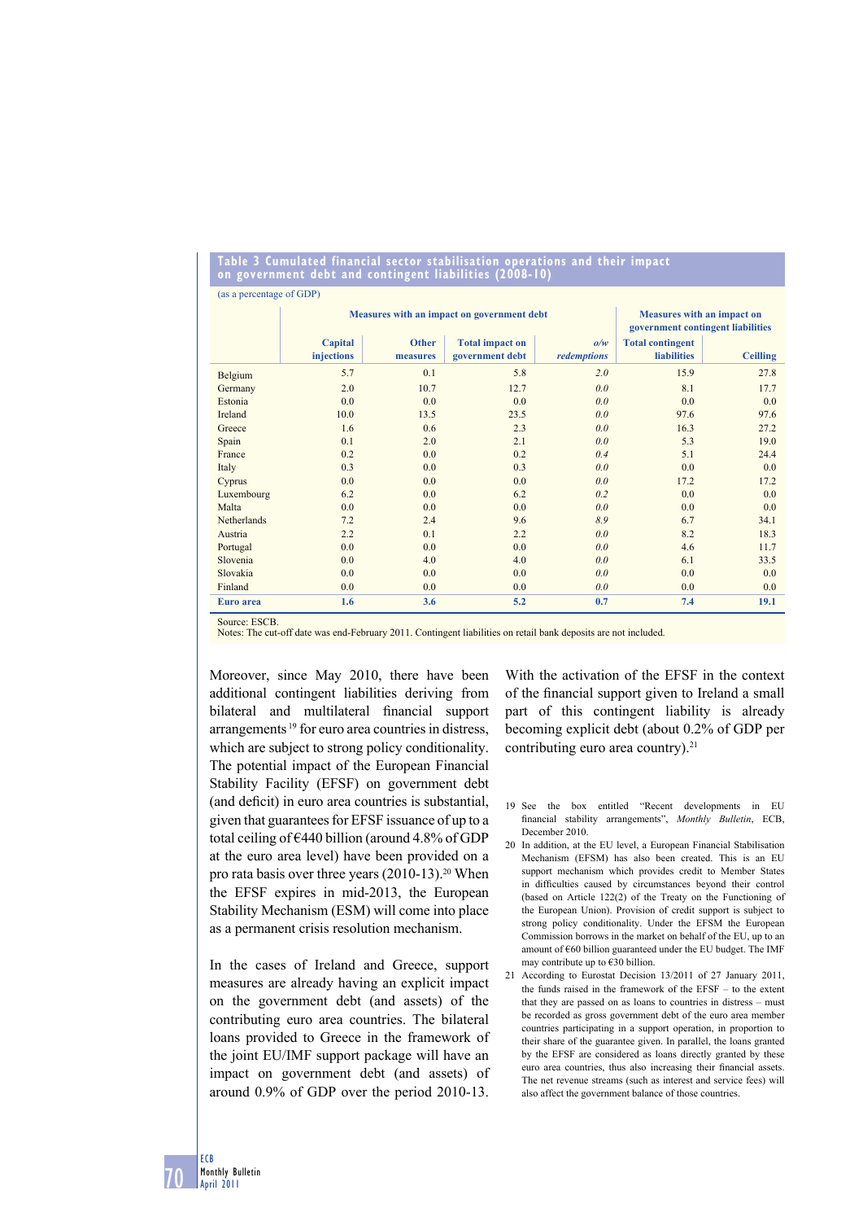**Table 3 Cumulated financial sector stabilisation operations and their impact on government debt and contingent liabilities (2008-10)**

(as a percentage of GDP)

| | Measures with an impact on government debt | | | | Measures with an impact on government contingent liabilities | |
|---|---|---|---|---|---|---|
| | Capital injections | Other measures | Total impact on government debt | *o/w redemptions* | Total contingent liabilities | Ceilling |
| Belgium | 5.7 | 0.1 | 5.8 | *2.0* | 15.9 | 27.8 |
| Germany | 2.0 | 10.7 | 12.7 | *0.0* | 8.1 | 17.7 |
| Estonia | 0.0 | 0.0 | 0.0 | *0.0* | 0.0 | 0.0 |
| Ireland | 10.0 | 13.5 | 23.5 | *0.0* | 97.6 | 97.6 |
| Greece | 1.6 | 0.6 | 2.3 | *0.0* | 16.3 | 27.2 |
| Spain | 0.1 | 2.0 | 2.1 | *0.0* | 5.3 | 19.0 |
| France | 0.2 | 0.0 | 0.2 | *0.4* | 5.1 | 24.4 |
| Italy | 0.3 | 0.0 | 0.3 | *0.0* | 0.0 | 0.0 |
| Cyprus | 0.0 | 0.0 | 0.0 | *0.0* | 17.2 | 17.2 |
| Luxembourg | 6.2 | 0.0 | 6.2 | *0.2* | 0.0 | 0.0 |
| Malta | 0.0 | 0.0 | 0.0 | *0.0* | 0.0 | 0.0 |
| Netherlands | 7.2 | 2.4 | 9.6 | *8.9* | 6.7 | 34.1 |
| Austria | 2.2 | 0.1 | 2.2 | *0.0* | 8.2 | 18.3 |
| Portugal | 0.0 | 0.0 | 0.0 | *0.0* | 4.6 | 11.7 |
| Slovenia | 0.0 | 4.0 | 4.0 | *0.0* | 6.1 | 33.5 |
| Slovakia | 0.0 | 0.0 | 0.0 | *0.0* | 0.0 | 0.0 |
| Finland | 0.0 | 0.0 | 0.0 | *0.0* | 0.0 | 0.0 |
| **Euro area** | **1.6** | **3.6** | **5.2** | **0.7** | **7.4** | **19.1** |

Source: ESCB.
Notes: The cut-off date was end-February 2011. Contingent liabilities on retail bank deposits are not included.

Moreover, since May 2010, there have been additional contingent liabilities deriving from bilateral and multilateral financial support arrangements[19] for euro area countries in distress, which are subject to strong policy conditionality. The potential impact of the European Financial Stability Facility (EFSF) on government debt (and deficit) in euro area countries is substantial, given that guarantees for EFSF issuance of up to a total ceiling of €440 billion (around 4.8% of GDP at the euro area level) have been provided on a pro rata basis over three years (2010-13).[20] When the EFSF expires in mid-2013, the European Stability Mechanism (ESM) will come into place as a permanent crisis resolution mechanism.

In the cases of Ireland and Greece, support measures are already having an explicit impact on the government debt (and assets) of the contributing euro area countries. The bilateral loans provided to Greece in the framework of the joint EU/IMF support package will have an impact on government debt (and assets) of around 0.9% of GDP over the period 2010-13.

With the activation of the EFSF in the context of the financial support given to Ireland a small part of this contingent liability is already becoming explicit debt (about 0.2% of GDP per contributing euro area country).[21]

19 See the box entitled "Recent developments in EU financial stability arrangements", *Monthly Bulletin*, ECB, December 2010.

20 In addition, at the EU level, a European Financial Stabilisation Mechanism (EFSM) has also been created. This is an EU support mechanism which provides credit to Member States in difficulties caused by circumstances beyond their control (based on Article 122(2) of the Treaty on the Functioning of the European Union). Provision of credit support is subject to strong policy conditionality. Under the EFSM the European Commission borrows in the market on behalf of the EU, up to an amount of €60 billion guaranteed under the EU budget. The IMF may contribute up to €30 billion.

21 According to Eurostat Decision 13/2011 of 27 January 2011, the funds raised in the framework of the EFSF – to the extent that they are passed on as loans to countries in distress – must be recorded as gross government debt of the euro area member countries participating in a support operation, in proportion to their share of the guarantee given. In parallel, the loans granted by the EFSF are considered as loans directly granted by these euro area countries, thus also increasing their financial assets. The net revenue streams (such as interest and service fees) will also affect the government balance of those countries.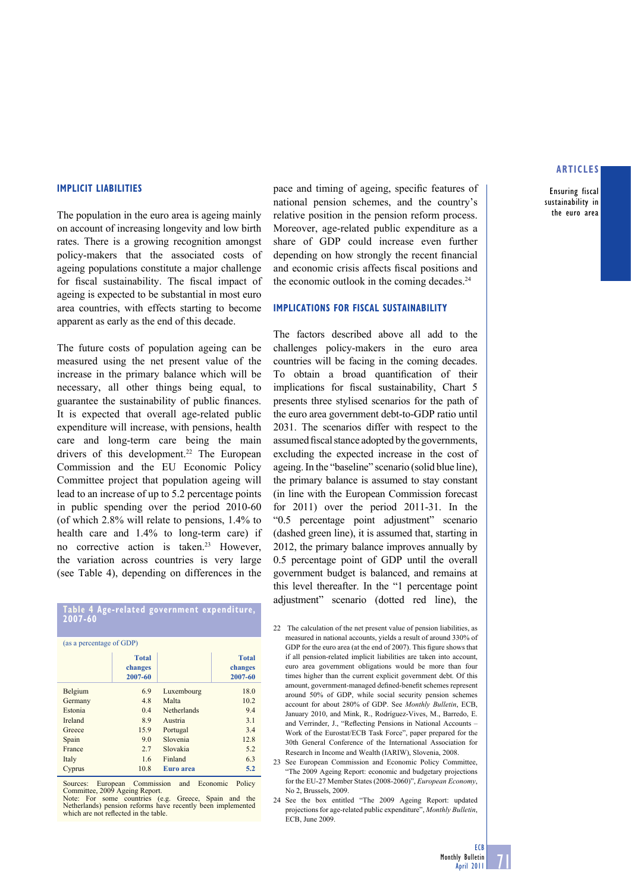## IMPLICIT LIABILITIES

The population in the euro area is ageing mainly on account of increasing longevity and low birth rates. There is a growing recognition amongst policy-makers that the associated costs of ageing populations constitute a major challenge for fiscal sustainability. The fiscal impact of ageing is expected to be substantial in most euro area countries, with effects starting to become apparent as early as the end of this decade.

The future costs of population ageing can be measured using the net present value of the increase in the primary balance which will be necessary, all other things being equal, to guarantee the sustainability of public finances. It is expected that overall age-related public expenditure will increase, with pensions, health care and long-term care being the main drivers of this development.[22] The European Commission and the EU Economic Policy Committee project that population ageing will lead to an increase of up to 5.2 percentage points in public spending over the period 2010-60 (of which 2.8% will relate to pensions, 1.4% to health care and 1.4% to long-term care) if no corrective action is taken.[23] However, the variation across countries is very large (see Table 4), depending on differences in the pace and timing of ageing, specific features of national pension schemes, and the country's relative position in the pension reform process. Moreover, age-related public expenditure as a share of GDP could increase even further depending on how strongly the recent financial and economic crisis affects fiscal positions and the economic outlook in the coming decades.[24]

**Table 4 Age-related government expenditure, 2007-60**

(as a percentage of GDP)

| | Total changes 2007-60 | | Total changes 2007-60 |
|---|---|---|---|
| Belgium | 6.9 | Luxembourg | 18.0 |
| Germany | 4.8 | Malta | 10.2 |
| Estonia | 0.4 | Netherlands | 9.4 |
| Ireland | 8.9 | Austria | 3.1 |
| Greece | 15.9 | Portugal | 3.4 |
| Spain | 9.0 | Slovenia | 12.8 |
| France | 2.7 | Slovakia | 5.2 |
| Italy | 1.6 | Finland | 6.3 |
| Cyprus | 10.8 | **Euro area** | **5.2** |

Sources: European Commission and Economic Policy Committee, 2009 Ageing Report.
Note: For some countries (e.g. Greece, Spain and the Netherlands) pension reforms have recently been implemented which are not reflected in the table.

## IMPLICATIONS FOR FISCAL SUSTAINABILITY

The factors described above all add to the challenges policy-makers in the euro area countries will be facing in the coming decades. To obtain a broad quantification of their implications for fiscal sustainability, Chart 5 presents three stylised scenarios for the path of the euro area government debt-to-GDP ratio until 2031. The scenarios differ with respect to the assumed fiscal stance adopted by the governments, excluding the expected increase in the cost of ageing. In the "baseline" scenario (solid blue line), the primary balance is assumed to stay constant (in line with the European Commission forecast for 2011) over the period 2011-31. In the "0.5 percentage point adjustment" scenario (dashed green line), it is assumed that, starting in 2012, the primary balance improves annually by 0.5 percentage point of GDP until the overall government budget is balanced, and remains at this level thereafter. In the "1 percentage point adjustment" scenario (dotted red line), the

22 The calculation of the net present value of pension liabilities, as measured in national accounts, yields a result of around 330% of GDP for the euro area (at the end of 2007). This figure shows that if all pension-related implicit liabilities are taken into account, euro area government obligations would be more than four times higher than the current explicit government debt. Of this amount, government-managed defined-benefit schemes represent around 50% of GDP, while social security pension schemes account for about 280% of GDP. See *Monthly Bulletin*, ECB, January 2010, and Mink, R., Rodríguez-Vives, M., Barredo, E. and Verrinder, J., "Reflecting Pensions in National Accounts – Work of the Eurostat/ECB Task Force", paper prepared for the 30th General Conference of the International Association for Research in Income and Wealth (IARIW), Slovenia, 2008.

23 See European Commission and Economic Policy Committee, "The 2009 Ageing Report: economic and budgetary projections for the EU-27 Member States (2008-2060)", *European Economy*, No 2, Brussels, 2009.

24 See the box entitled "The 2009 Ageing Report: updated projections for age-related public expenditure", *Monthly Bulletin*, ECB, June 2009.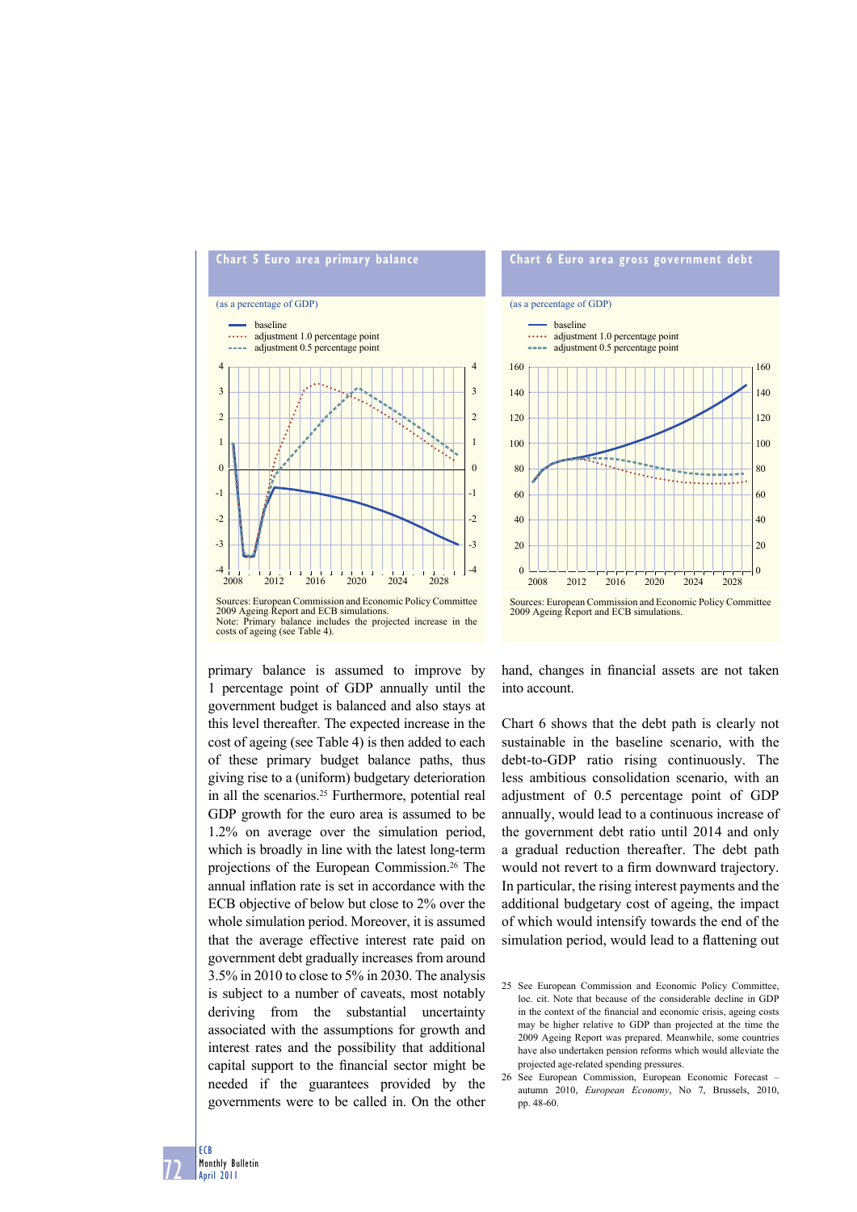**Chart 5 Euro area primary balance**

(as a percentage of GDP)

- baseline
- adjustment 1.0 percentage point
- adjustment 0.5 percentage point

Sources: European Commission and Economic Policy Committee 2009 Ageing Report and ECB simulations.
Note: Primary balance includes the projected increase in the costs of ageing (see Table 4).

**Chart 6 Euro area gross government debt**

(as a percentage of GDP)

- baseline
- adjustment 1.0 percentage point
- adjustment 0.5 percentage point

Sources: European Commission and Economic Policy Committee 2009 Ageing Report and ECB simulations.

primary balance is assumed to improve by 1 percentage point of GDP annually until the government budget is balanced and also stays at this level thereafter. The expected increase in the cost of ageing (see Table 4) is then added to each of these primary budget balance paths, thus giving rise to a (uniform) budgetary deterioration in all the scenarios.[25] Furthermore, potential real GDP growth for the euro area is assumed to be 1.2% on average over the simulation period, which is broadly in line with the latest long-term projections of the European Commission.[26] The annual inflation rate is set in accordance with the ECB objective of below but close to 2% over the whole simulation period. Moreover, it is assumed that the average effective interest rate paid on government debt gradually increases from around 3.5% in 2010 to close to 5% in 2030. The analysis is subject to a number of caveats, most notably deriving from the substantial uncertainty associated with the assumptions for growth and interest rates and the possibility that additional capital support to the financial sector might be needed if the guarantees provided by the governments were to be called in. On the other hand, changes in financial assets are not taken into account.

Chart 6 shows that the debt path is clearly not sustainable in the baseline scenario, with the debt-to-GDP ratio rising continuously. The less ambitious consolidation scenario, with an adjustment of 0.5 percentage point of GDP annually, would lead to a continuous increase of the government debt ratio until 2014 and only a gradual reduction thereafter. The debt path would not revert to a firm downward trajectory. In particular, the rising interest payments and the additional budgetary cost of ageing, the impact of which would intensify towards the end of the simulation period, would lead to a flattening out

25 See European Commission and Economic Policy Committee, loc. cit. Note that because of the considerable decline in GDP in the context of the financial and economic crisis, ageing costs may be higher relative to GDP than projected at the time the 2009 Ageing Report was prepared. Meanwhile, some countries have also undertaken pension reforms which would alleviate the projected age-related spending pressures.

26 See European Commission, European Economic Forecast – autumn 2010, *European Economy*, No 7, Brussels, 2010, pp. 48-60.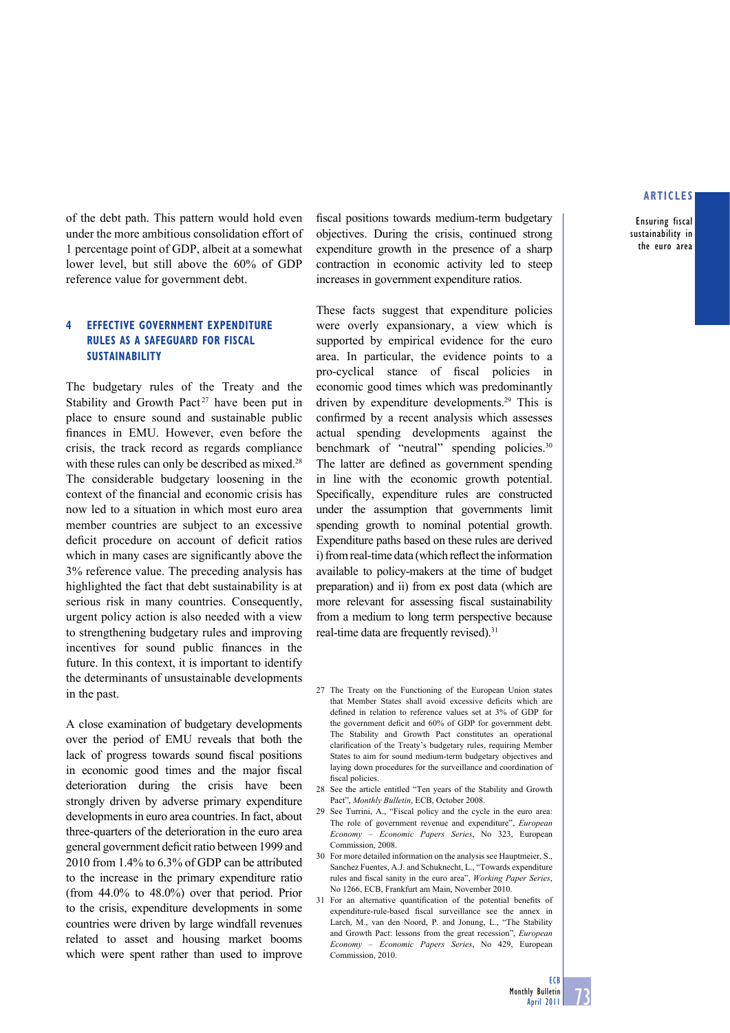of the debt path. This pattern would hold even under the more ambitious consolidation effort of 1 percentage point of GDP, albeit at a somewhat lower level, but still above the 60% of GDP reference value for government debt.

## 4 EFFECTIVE GOVERNMENT EXPENDITURE RULES AS A SAFEGUARD FOR FISCAL SUSTAINABILITY

The budgetary rules of the Treaty and the Stability and Growth Pact[27] have been put in place to ensure sound and sustainable public finances in EMU. However, even before the crisis, the track record as regards compliance with these rules can only be described as mixed.[28] The considerable budgetary loosening in the context of the financial and economic crisis has now led to a situation in which most euro area member countries are subject to an excessive deficit procedure on account of deficit ratios which in many cases are significantly above the 3% reference value. The preceding analysis has highlighted the fact that debt sustainability is at serious risk in many countries. Consequently, urgent policy action is also needed with a view to strengthening budgetary rules and improving incentives for sound public finances in the future. In this context, it is important to identify the determinants of unsustainable developments in the past.

A close examination of budgetary developments over the period of EMU reveals that both the lack of progress towards sound fiscal positions in economic good times and the major fiscal deterioration during the crisis have been strongly driven by adverse primary expenditure developments in euro area countries. In fact, about three-quarters of the deterioration in the euro area general government deficit ratio between 1999 and 2010 from 1.4% to 6.3% of GDP can be attributed to the increase in the primary expenditure ratio (from 44.0% to 48.0%) over that period. Prior to the crisis, expenditure developments in some countries were driven by large windfall revenues related to asset and housing market booms which were spent rather than used to improve fiscal positions towards medium-term budgetary objectives. During the crisis, continued strong expenditure growth in the presence of a sharp contraction in economic activity led to steep increases in government expenditure ratios.

These facts suggest that expenditure policies were overly expansionary, a view which is supported by empirical evidence for the euro area. In particular, the evidence points to a pro-cyclical stance of fiscal policies in economic good times which was predominantly driven by expenditure developments.[29] This is confirmed by a recent analysis which assesses actual spending developments against the benchmark of "neutral" spending policies.[30] The latter are defined as government spending in line with the economic growth potential. Specifically, expenditure rules are constructed under the assumption that governments limit spending growth to nominal potential growth. Expenditure paths based on these rules are derived i) from real-time data (which reflect the information available to policy-makers at the time of budget preparation) and ii) from ex post data (which are more relevant for assessing fiscal sustainability from a medium to long term perspective because real-time data are frequently revised).[31]

27 The Treaty on the Functioning of the European Union states that Member States shall avoid excessive deficits which are defined in relation to reference values set at 3% of GDP for the government deficit and 60% of GDP for government debt. The Stability and Growth Pact constitutes an operational clarification of the Treaty's budgetary rules, requiring Member States to aim for sound medium-term budgetary objectives and laying down procedures for the surveillance and coordination of fiscal policies.

28 See the article entitled "Ten years of the Stability and Growth Pact", *Monthly Bulletin*, ECB, October 2008.

29 See Turrini, A., "Fiscal policy and the cycle in the euro area: The role of government revenue and expenditure", *European Economy – Economic Papers Series*, No 323, European Commission, 2008.

30 For more detailed information on the analysis see Hauptmeier, S., Sanchez Fuentes, A.J. and Schuknecht, L., "Towards expenditure rules and fiscal sanity in the euro area", *Working Paper Series*, No 1266, ECB, Frankfurt am Main, November 2010.

31 For an alternative quantification of the potential benefits of expenditure-rule-based fiscal surveillance see the annex in Larch, M., van den Noord, P. and Jonung, L., "The Stability and Growth Pact: lessons from the great recession", *European Economy – Economic Papers Series*, No 429, European Commission, 2010.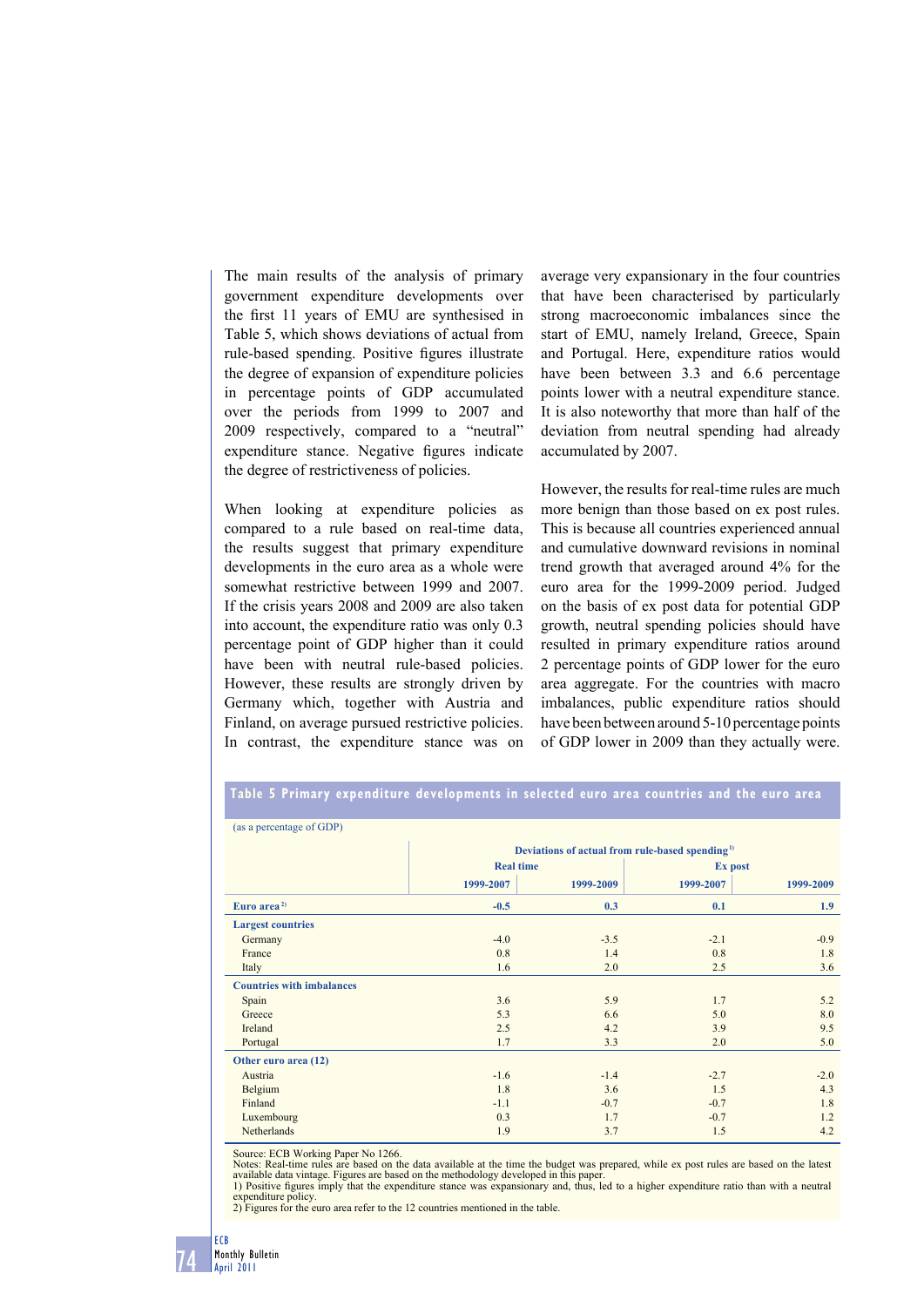The main results of the analysis of primary government expenditure developments over the first 11 years of EMU are synthesised in Table 5, which shows deviations of actual from rule-based spending. Positive figures illustrate the degree of expansion of expenditure policies in percentage points of GDP accumulated over the periods from 1999 to 2007 and 2009 respectively, compared to a "neutral" expenditure stance. Negative figures indicate the degree of restrictiveness of policies.

When looking at expenditure policies as compared to a rule based on real-time data, the results suggest that primary expenditure developments in the euro area as a whole were somewhat restrictive between 1999 and 2007. If the crisis years 2008 and 2009 are also taken into account, the expenditure ratio was only 0.3 percentage point of GDP higher than it could have been with neutral rule-based policies. However, these results are strongly driven by Germany which, together with Austria and Finland, on average pursued restrictive policies. In contrast, the expenditure stance was on average very expansionary in the four countries that have been characterised by particularly strong macroeconomic imbalances since the start of EMU, namely Ireland, Greece, Spain and Portugal. Here, expenditure ratios would have been between 3.3 and 6.6 percentage points lower with a neutral expenditure stance. It is also noteworthy that more than half of the deviation from neutral spending had already accumulated by 2007.

However, the results for real-time rules are much more benign than those based on ex post rules. This is because all countries experienced annual and cumulative downward revisions in nominal trend growth that averaged around 4% for the euro area for the 1999-2009 period. Judged on the basis of ex post data for potential GDP growth, neutral spending policies should have resulted in primary expenditure ratios around 2 percentage points of GDP lower for the euro area aggregate. For the countries with macro imbalances, public expenditure ratios should have been between around 5-10 percentage points of GDP lower in 2009 than they actually were.

**Table 5 Primary expenditure developments in selected euro area countries and the euro area**

(as a percentage of GDP)

| | Deviations of actual from rule-based spending[1] | | | |
|---|---|---|---|---|
| | Real time | | Ex post | |
| | 1999-2007 | 1999-2009 | 1999-2007 | 1999-2009 |
| **Euro area[2]** | **-0.5** | **0.3** | **0.1** | **1.9** |
| **Largest countries** | | | | |
| Germany | -4.0 | -3.5 | -2.1 | -0.9 |
| France | 0.8 | 1.4 | 0.8 | 1.8 |
| Italy | 1.6 | 2.0 | 2.5 | 3.6 |
| **Countries with imbalances** | | | | |
| Spain | 3.6 | 5.9 | 1.7 | 5.2 |
| Greece | 5.3 | 6.6 | 5.0 | 8.0 |
| Ireland | 2.5 | 4.2 | 3.9 | 9.5 |
| Portugal | 1.7 | 3.3 | 2.0 | 5.0 |
| **Other euro area (12)** | | | | |
| Austria | -1.6 | -1.4 | -2.7 | -2.0 |
| Belgium | 1.8 | 3.6 | 1.5 | 4.3 |
| Finland | -1.1 | -0.7 | -0.7 | 1.8 |
| Luxembourg | 0.3 | 1.7 | -0.7 | 1.2 |
| Netherlands | 1.9 | 3.7 | 1.5 | 4.2 |

Source: ECB Working Paper No 1266.
Notes: Real-time rules are based on the data available at the time the budget was prepared, while ex post rules are based on the latest available data vintage. Figures are based on the methodology developed in this paper.
1) Positive figures imply that the expenditure stance was expansionary and, thus, led to a higher expenditure ratio than with a neutral expenditure policy.
2) Figures for the euro area refer to the 12 countries mentioned in the table.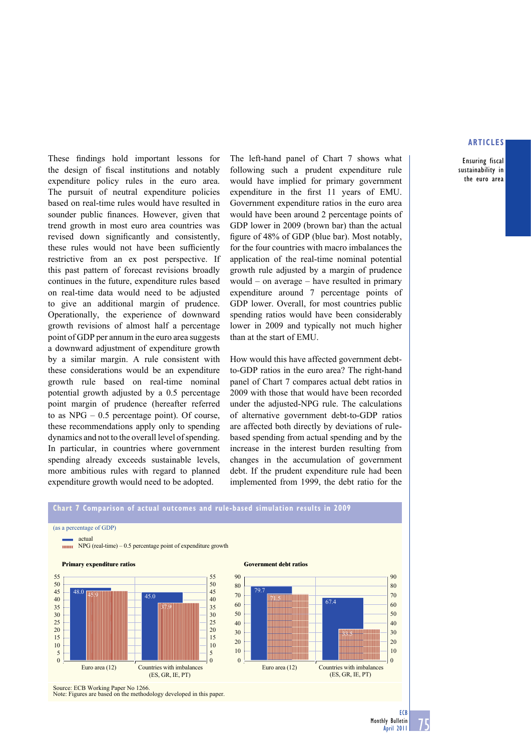These findings hold important lessons for the design of fiscal institutions and notably expenditure policy rules in the euro area. The pursuit of neutral expenditure policies based on real-time rules would have resulted in sounder public finances. However, given that trend growth in most euro area countries was revised down significantly and consistently, these rules would not have been sufficiently restrictive from an ex post perspective. If this past pattern of forecast revisions broadly continues in the future, expenditure rules based on real-time data would need to be adjusted to give an additional margin of prudence. Operationally, the experience of downward growth revisions of almost half a percentage point of GDP per annum in the euro area suggests a downward adjustment of expenditure growth by a similar margin. A rule consistent with these considerations would be an expenditure growth rule based on real-time nominal potential growth adjusted by a 0.5 percentage point margin of prudence (hereafter referred to as NPG – 0.5 percentage point). Of course, these recommendations apply only to spending dynamics and not to the overall level of spending. In particular, in countries where government spending already exceeds sustainable levels, more ambitious rules with regard to planned expenditure growth would need to be adopted.

The left-hand panel of Chart 7 shows what following such a prudent expenditure rule would have implied for primary government expenditure in the first 11 years of EMU. Government expenditure ratios in the euro area would have been around 2 percentage points of GDP lower in 2009 (brown bar) than the actual figure of 48% of GDP (blue bar). Most notably, for the four countries with macro imbalances the application of the real-time nominal potential growth rule adjusted by a margin of prudence would – on average – have resulted in primary expenditure around 7 percentage points of GDP lower. Overall, for most countries public spending ratios would have been considerably lower in 2009 and typically not much higher than at the start of EMU.

How would this have affected government debt-to-GDP ratios in the euro area? The right-hand panel of Chart 7 compares actual debt ratios in 2009 with those that would have been recorded under the adjusted-NPG rule. The calculations of alternative government debt-to-GDP ratios are affected both directly by deviations of rule-based spending from actual spending and by the increase in the interest burden resulting from changes in the accumulation of government debt. If the prudent expenditure rule had been implemented from 1999, the debt ratio for the

**Chart 7 Comparison of actual outcomes and rule-based simulation results in 2009**

(as a percentage of GDP)

- actual
- NPG (real-time) – 0.5 percentage point of expenditure growth

**Primary expenditure ratios**

| | actual | NPG (real-time) – 0.5 percentage point |
|---|---|---|
| Euro area (12) | 48.0 | 45.9 |
| Countries with imbalances (ES, GR, IE, PT) | 45.0 | 37.9 |

**Government debt ratios**

| | actual | NPG (real-time) – 0.5 percentage point |
|---|---|---|
| Euro area (12) | 79.7 | 71.5 |
| Countries with imbalances (ES, GR, IE, PT) | 67.4 | 33.5 |

Source: ECB Working Paper No 1266.
Note: Figures are based on the methodology developed in this paper.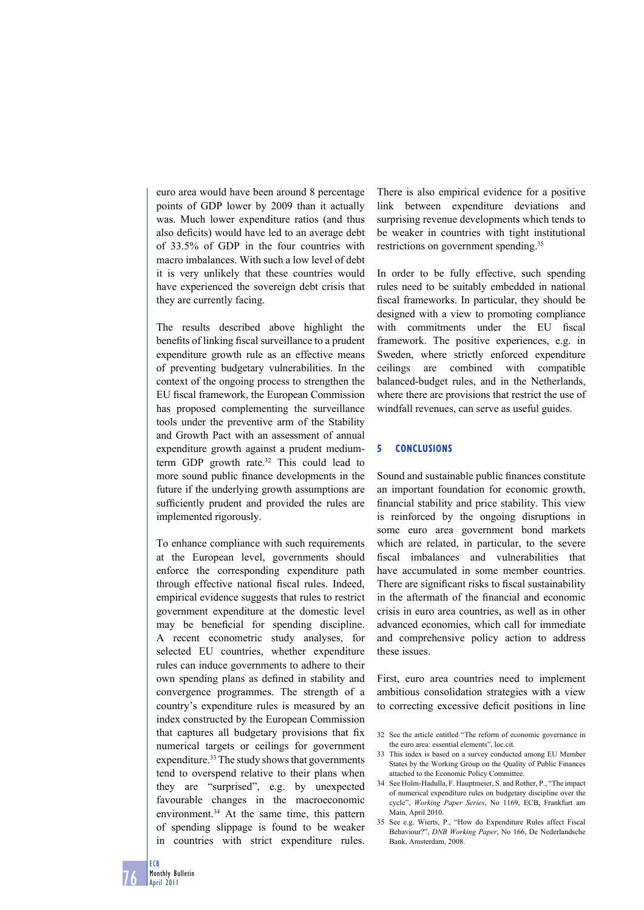euro area would have been around 8 percentage points of GDP lower by 2009 than it actually was. Much lower expenditure ratios (and thus also deficits) would have led to an average debt of 33.5% of GDP in the four countries with macro imbalances. With such a low level of debt it is very unlikely that these countries would have experienced the sovereign debt crisis that they are currently facing.

The results described above highlight the benefits of linking fiscal surveillance to a prudent expenditure growth rule as an effective means of preventing budgetary vulnerabilities. In the context of the ongoing process to strengthen the EU fiscal framework, the European Commission has proposed complementing the surveillance tools under the preventive arm of the Stability and Growth Pact with an assessment of annual expenditure growth against a prudent medium-term GDP growth rate.[32] This could lead to more sound public finance developments in the future if the underlying growth assumptions are sufficiently prudent and provided the rules are implemented rigorously.

To enhance compliance with such requirements at the European level, governments should enforce the corresponding expenditure path through effective national fiscal rules. Indeed, empirical evidence suggests that rules to restrict government expenditure at the domestic level may be beneficial for spending discipline. A recent econometric study analyses, for selected EU countries, whether expenditure rules can induce governments to adhere to their own spending plans as defined in stability and convergence programmes. The strength of a country's expenditure rules is measured by an index constructed by the European Commission that captures all budgetary provisions that fix numerical targets or ceilings for government expenditure.[33] The study shows that governments tend to overspend relative to their plans when they are "surprised", e.g. by unexpected favourable changes in the macroeconomic environment.[34] At the same time, this pattern of spending slippage is found to be weaker in countries with strict expenditure rules. There is also empirical evidence for a positive link between expenditure deviations and surprising revenue developments which tends to be weaker in countries with tight institutional restrictions on government spending.[35]

In order to be fully effective, such spending rules need to be suitably embedded in national fiscal frameworks. In particular, they should be designed with a view to promoting compliance with commitments under the EU fiscal framework. The positive experiences, e.g. in Sweden, where strictly enforced expenditure ceilings are combined with compatible balanced-budget rules, and in the Netherlands, where there are provisions that restrict the use of windfall revenues, can serve as useful guides.

## 5 CONCLUSIONS

Sound and sustainable public finances constitute an important foundation for economic growth, financial stability and price stability. This view is reinforced by the ongoing disruptions in some euro area government bond markets which are related, in particular, to the severe fiscal imbalances and vulnerabilities that have accumulated in some member countries. There are significant risks to fiscal sustainability in the aftermath of the financial and economic crisis in euro area countries, as well as in other advanced economies, which call for immediate and comprehensive policy action to address these issues.

First, euro area countries need to implement ambitious consolidation strategies with a view to correcting excessive deficit positions in line

32 See the article entitled "The reform of economic governance in the euro area: essential elements", loc.cit.

33 This index is based on a survey conducted among EU Member States by the Working Group on the Quality of Public Finances attached to the Economic Policy Committee.

34 See Holm-Hadulla, F. Hauptmeier, S. and Rother, P., "The impact of numerical expenditure rules on budgetary discipline over the cycle", *Working Paper Series*, No 1169, ECB, Frankfurt am Main, April 2010.

35 See e.g. Wierts, P., "How do Expenditure Rules affect Fiscal Behaviour?", *DNB Working Paper*, No 166, De Nederlandsche Bank, Amsterdam, 2008.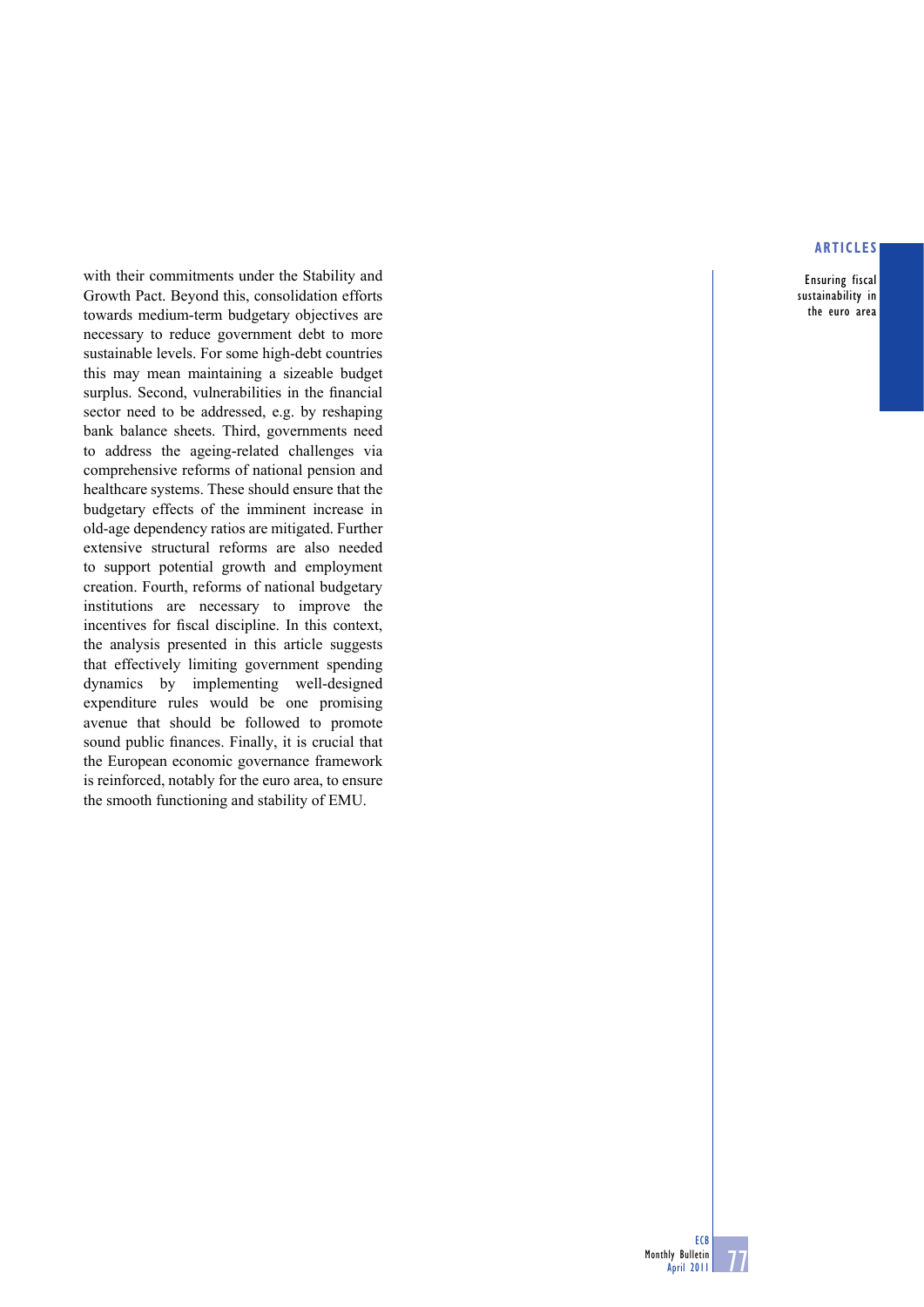with their commitments under the Stability and Growth Pact. Beyond this, consolidation efforts towards medium-term budgetary objectives are necessary to reduce government debt to more sustainable levels. For some high-debt countries this may mean maintaining a sizeable budget surplus. Second, vulnerabilities in the financial sector need to be addressed, e.g. by reshaping bank balance sheets. Third, governments need to address the ageing-related challenges via comprehensive reforms of national pension and healthcare systems. These should ensure that the budgetary effects of the imminent increase in old-age dependency ratios are mitigated. Further extensive structural reforms are also needed to support potential growth and employment creation. Fourth, reforms of national budgetary institutions are necessary to improve the incentives for fiscal discipline. In this context, the analysis presented in this article suggests that effectively limiting government spending dynamics by implementing well-designed expenditure rules would be one promising avenue that should be followed to promote sound public finances. Finally, it is crucial that the European economic governance framework is reinforced, notably for the euro area, to ensure the smooth functioning and stability of EMU.